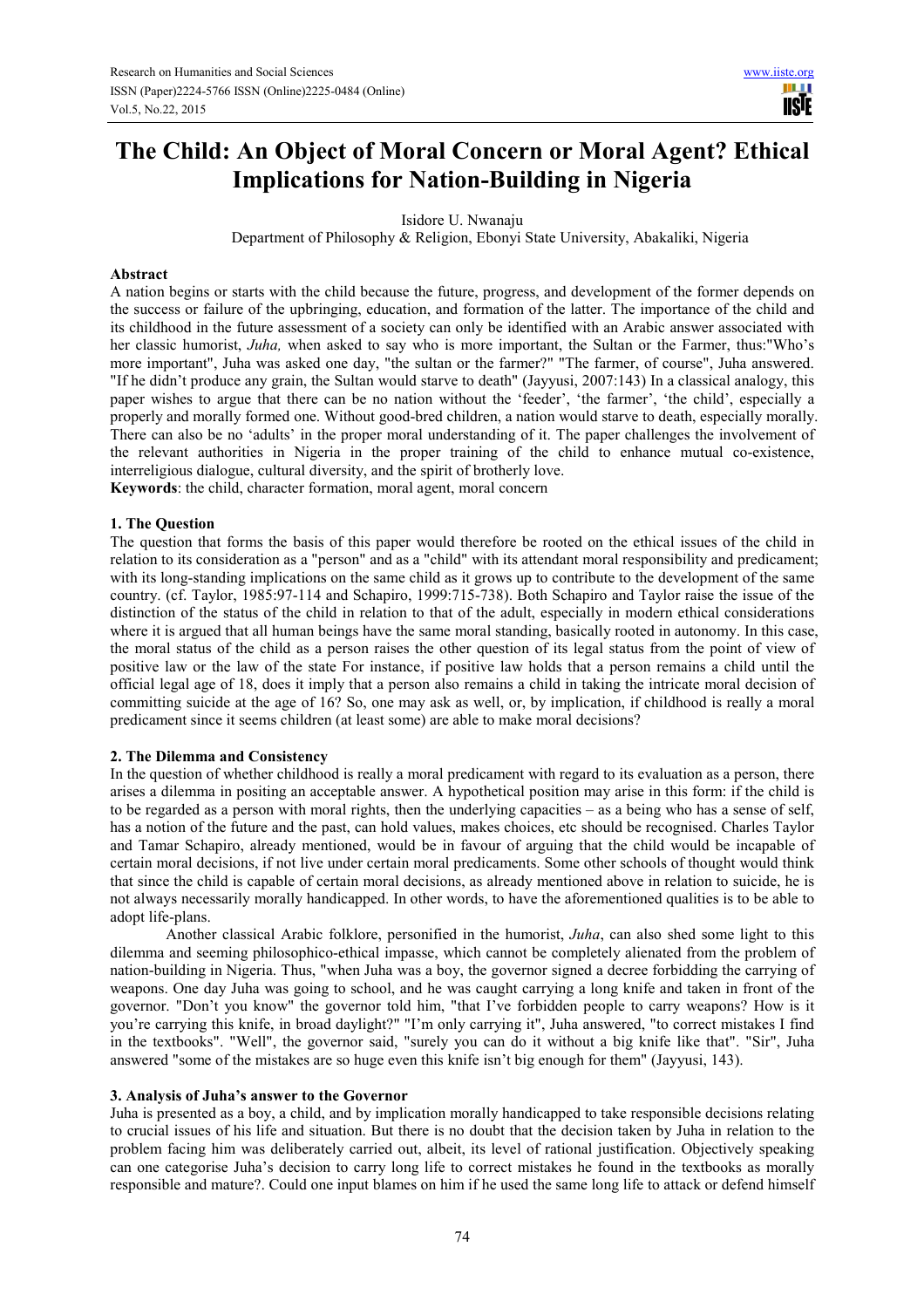# The Child: An Object of Moral Concern or Moral Agent? Ethical Implications for Nation-Building in Nigeria

Isidore U. Nwanaju

Department of Philosophy & Religion, Ebonyi State University, Abakaliki, Nigeria

## Abstract

A nation begins or starts with the child because the future, progress, and development of the former depends on the success or failure of the upbringing, education, and formation of the latter. The importance of the child and its childhood in the future assessment of a society can only be identified with an Arabic answer associated with her classic humorist, *Juha,* when asked to say who is more important, the Sultan or the Farmer, thus:"Who's more important", Juha was asked one day, "the sultan or the farmer?" "The farmer, of course", Juha answered. "If he didn't produce any grain, the Sultan would starve to death" (Jayyusi, 2007:143) In a classical analogy, this paper wishes to argue that there can be no nation without the 'feeder', 'the farmer', 'the child', especially a properly and morally formed one. Without good-bred children, a nation would starve to death, especially morally. There can also be no 'adults' in the proper moral understanding of it. The paper challenges the involvement of the relevant authorities in Nigeria in the proper training of the child to enhance mutual co-existence, interreligious dialogue, cultural diversity, and the spirit of brotherly love.

**Keywords**: the child, character formation, moral agent, moral concern

## 1. The Question

The question that forms the basis of this paper would therefore be rooted on the ethical issues of the child in relation to its consideration as a "person" and as a "child" with its attendant moral responsibility and predicament; with its long-standing implications on the same child as it grows up to contribute to the development of the same country. (cf. Taylor, 1985:97-114 and Schapiro, 1999:715-738). Both Schapiro and Taylor raise the issue of the distinction of the status of the child in relation to that of the adult, especially in modern ethical considerations where it is argued that all human beings have the same moral standing, basically rooted in autonomy. In this case, the moral status of the child as a person raises the other question of its legal status from the point of view of positive law or the law of the state For instance, if positive law holds that a person remains a child until the official legal age of 18, does it imply that a person also remains a child in taking the intricate moral decision of committing suicide at the age of 16? So, one may ask as well, or, by implication, if childhood is really a moral predicament since it seems children (at least some) are able to make moral decisions?

## 2. The Dilemma and Consistency

In the question of whether childhood is really a moral predicament with regard to its evaluation as a person, there arises a dilemma in positing an acceptable answer. A hypothetical position may arise in this form: if the child is to be regarded as a person with moral rights, then the underlying capacities – as a being who has a sense of self, has a notion of the future and the past, can hold values, makes choices, etc should be recognised. Charles Taylor and Tamar Schapiro, already mentioned, would be in favour of arguing that the child would be incapable of certain moral decisions, if not live under certain moral predicaments. Some other schools of thought would think that since the child is capable of certain moral decisions, as already mentioned above in relation to suicide, he is not always necessarily morally handicapped. In other words, to have the aforementioned qualities is to be able to adopt life-plans.

Another classical Arabic folklore, personified in the humorist, *Juha*, can also shed some light to this dilemma and seeming philosophico-ethical impasse, which cannot be completely alienated from the problem of nation-building in Nigeria. Thus, "when Juha was a boy, the governor signed a decree forbidding the carrying of weapons. One day Juha was going to school, and he was caught carrying a long knife and taken in front of the governor. "Don't you know" the governor told him, "that I've forbidden people to carry weapons? How is it you're carrying this knife, in broad daylight?" "I'm only carrying it", Juha answered, "to correct mistakes I find in the textbooks". "Well", the governor said, "surely you can do it without a big knife like that". "Sir", Juha answered "some of the mistakes are so huge even this knife isn't big enough for them" (Jayyusi, 143).

## 3. Analysis of Juha's answer to the Governor

Juha is presented as a boy, a child, and by implication morally handicapped to take responsible decisions relating to crucial issues of his life and situation. But there is no doubt that the decision taken by Juha in relation to the problem facing him was deliberately carried out, albeit, its level of rational justification. Objectively speaking can one categorise Juha's decision to carry long life to correct mistakes he found in the textbooks as morally responsible and mature?. Could one input blames on him if he used the same long life to attack or defend himself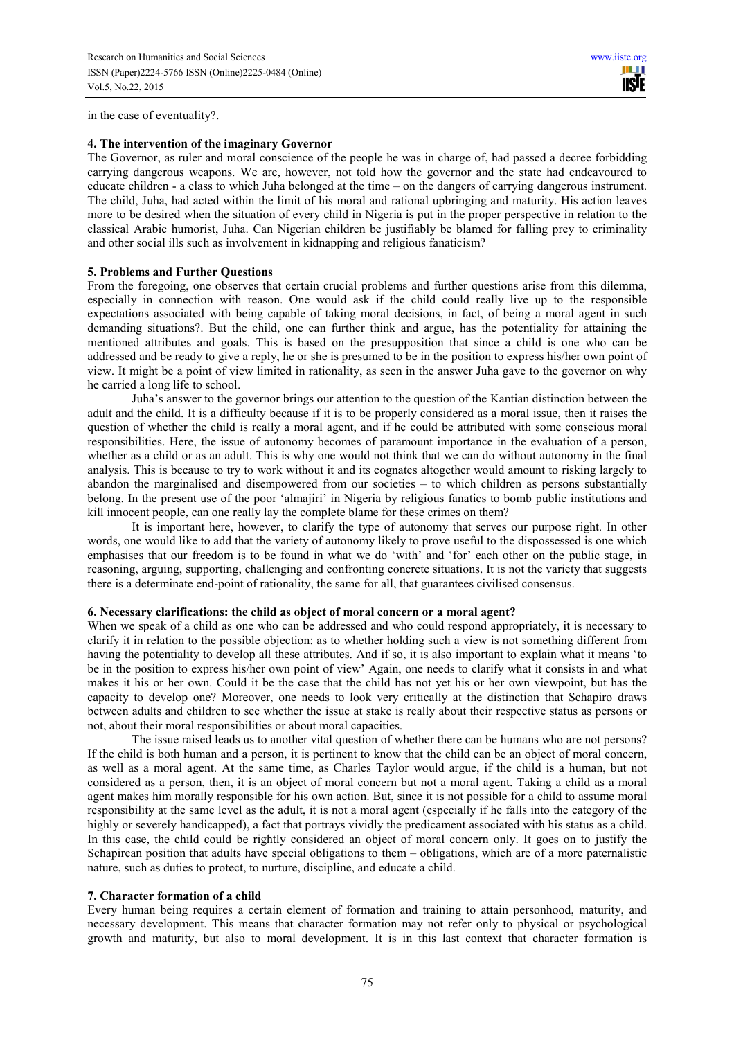in the case of eventuality?.

## 4. The intervention of the imaginary Governor

The Governor, as ruler and moral conscience of the people he was in charge of, had passed a decree forbidding carrying dangerous weapons. We are, however, not told how the governor and the state had endeavoured to educate children - a class to which Juha belonged at the time – on the dangers of carrying dangerous instrument. The child, Juha, had acted within the limit of his moral and rational upbringing and maturity. His action leaves more to be desired when the situation of every child in Nigeria is put in the proper perspective in relation to the classical Arabic humorist, Juha. Can Nigerian children be justifiably be blamed for falling prey to criminality and other social ills such as involvement in kidnapping and religious fanaticism?

## 5. Problems and Further Questions

From the foregoing, one observes that certain crucial problems and further questions arise from this dilemma, especially in connection with reason. One would ask if the child could really live up to the responsible expectations associated with being capable of taking moral decisions, in fact, of being a moral agent in such demanding situations?. But the child, one can further think and argue, has the potentiality for attaining the mentioned attributes and goals. This is based on the presupposition that since a child is one who can be addressed and be ready to give a reply, he or she is presumed to be in the position to express his/her own point of view. It might be a point of view limited in rationality, as seen in the answer Juha gave to the governor on why he carried a long life to school.

Juha's answer to the governor brings our attention to the question of the Kantian distinction between the adult and the child. It is a difficulty because if it is to be properly considered as a moral issue, then it raises the question of whether the child is really a moral agent, and if he could be attributed with some conscious moral responsibilities. Here, the issue of autonomy becomes of paramount importance in the evaluation of a person, whether as a child or as an adult. This is why one would not think that we can do without autonomy in the final analysis. This is because to try to work without it and its cognates altogether would amount to risking largely to abandon the marginalised and disempowered from our societies – to which children as persons substantially belong. In the present use of the poor 'almajiri' in Nigeria by religious fanatics to bomb public institutions and kill innocent people, can one really lay the complete blame for these crimes on them?

It is important here, however, to clarify the type of autonomy that serves our purpose right. In other words, one would like to add that the variety of autonomy likely to prove useful to the dispossessed is one which emphasises that our freedom is to be found in what we do 'with' and 'for' each other on the public stage, in reasoning, arguing, supporting, challenging and confronting concrete situations. It is not the variety that suggests there is a determinate end-point of rationality, the same for all, that guarantees civilised consensus.

## 6. Necessary clarifications: the child as object of moral concern or a moral agent?

When we speak of a child as one who can be addressed and who could respond appropriately, it is necessary to clarify it in relation to the possible objection: as to whether holding such a view is not something different from having the potentiality to develop all these attributes. And if so, it is also important to explain what it means 'to be in the position to express his/her own point of view' Again, one needs to clarify what it consists in and what makes it his or her own. Could it be the case that the child has not yet his or her own viewpoint, but has the capacity to develop one? Moreover, one needs to look very critically at the distinction that Schapiro draws between adults and children to see whether the issue at stake is really about their respective status as persons or not, about their moral responsibilities or about moral capacities.

The issue raised leads us to another vital question of whether there can be humans who are not persons? If the child is both human and a person, it is pertinent to know that the child can be an object of moral concern, as well as a moral agent. At the same time, as Charles Taylor would argue, if the child is a human, but not considered as a person, then, it is an object of moral concern but not a moral agent. Taking a child as a moral agent makes him morally responsible for his own action. But, since it is not possible for a child to assume moral responsibility at the same level as the adult, it is not a moral agent (especially if he falls into the category of the highly or severely handicapped), a fact that portrays vividly the predicament associated with his status as a child. In this case, the child could be rightly considered an object of moral concern only. It goes on to justify the Schapirean position that adults have special obligations to them – obligations, which are of a more paternalistic nature, such as duties to protect, to nurture, discipline, and educate a child.

## 7. Character formation of a child

Every human being requires a certain element of formation and training to attain personhood, maturity, and necessary development. This means that character formation may not refer only to physical or psychological growth and maturity, but also to moral development. It is in this last context that character formation is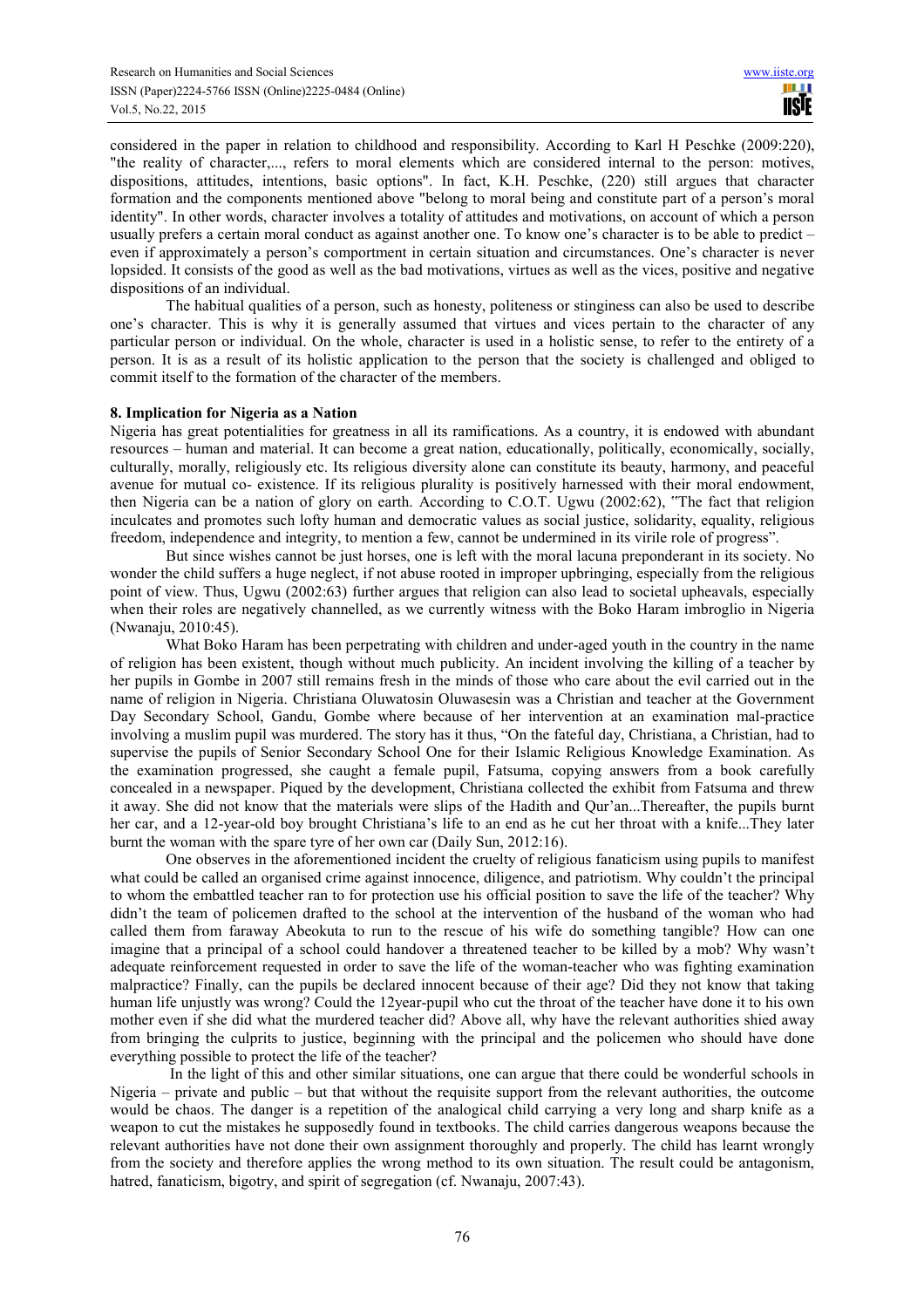considered in the paper in relation to childhood and responsibility. According to Karl H Peschke (2009:220), "the reality of character,..., refers to moral elements which are considered internal to the person: motives, dispositions, attitudes, intentions, basic options". In fact, K.H. Peschke, (220) still argues that character formation and the components mentioned above "belong to moral being and constitute part of a person's moral identity". In other words, character involves a totality of attitudes and motivations, on account of which a person usually prefers a certain moral conduct as against another one. To know one's character is to be able to predict – even if approximately a person's comportment in certain situation and circumstances. One's character is never lopsided. It consists of the good as well as the bad motivations, virtues as well as the vices, positive and negative dispositions of an individual.

The habitual qualities of a person, such as honesty, politeness or stinginess can also be used to describe one's character. This is why it is generally assumed that virtues and vices pertain to the character of any particular person or individual. On the whole, character is used in a holistic sense, to refer to the entirety of a person. It is as a result of its holistic application to the person that the society is challenged and obliged to commit itself to the formation of the character of the members.

## 8. Implication for Nigeria as a Nation

Nigeria has great potentialities for greatness in all its ramifications. As a country, it is endowed with abundant resources – human and material. It can become a great nation, educationally, politically, economically, socially, culturally, morally, religiously etc. Its religious diversity alone can constitute its beauty, harmony, and peaceful avenue for mutual co- existence. If its religious plurality is positively harnessed with their moral endowment, then Nigeria can be a nation of glory on earth. According to C.O.T. Ugwu (2002:62), "The fact that religion inculcates and promotes such lofty human and democratic values as social justice, solidarity, equality, religious freedom, independence and integrity, to mention a few, cannot be undermined in its virile role of progress".

But since wishes cannot be just horses, one is left with the moral lacuna preponderant in its society. No wonder the child suffers a huge neglect, if not abuse rooted in improper upbringing, especially from the religious point of view. Thus, Ugwu (2002:63) further argues that religion can also lead to societal upheavals, especially when their roles are negatively channelled, as we currently witness with the Boko Haram imbroglio in Nigeria (Nwanaju, 2010:45).

What Boko Haram has been perpetrating with children and under-aged youth in the country in the name of religion has been existent, though without much publicity. An incident involving the killing of a teacher by her pupils in Gombe in 2007 still remains fresh in the minds of those who care about the evil carried out in the name of religion in Nigeria. Christiana Oluwatosin Oluwasesin was a Christian and teacher at the Government Day Secondary School, Gandu, Gombe where because of her intervention at an examination mal-practice involving a muslim pupil was murdered. The story has it thus, "On the fateful day, Christiana, a Christian, had to supervise the pupils of Senior Secondary School One for their Islamic Religious Knowledge Examination. As the examination progressed, she caught a female pupil, Fatsuma, copying answers from a book carefully concealed in a newspaper. Piqued by the development, Christiana collected the exhibit from Fatsuma and threw it away. She did not know that the materials were slips of the Hadith and Qur'an...Thereafter, the pupils burnt her car, and a 12-year-old boy brought Christiana's life to an end as he cut her throat with a knife...They later burnt the woman with the spare tyre of her own car (Daily Sun, 2012:16).

One observes in the aforementioned incident the cruelty of religious fanaticism using pupils to manifest what could be called an organised crime against innocence, diligence, and patriotism. Why couldn't the principal to whom the embattled teacher ran to for protection use his official position to save the life of the teacher? Why didn't the team of policemen drafted to the school at the intervention of the husband of the woman who had called them from faraway Abeokuta to run to the rescue of his wife do something tangible? How can one imagine that a principal of a school could handover a threatened teacher to be killed by a mob? Why wasn't adequate reinforcement requested in order to save the life of the woman-teacher who was fighting examination malpractice? Finally, can the pupils be declared innocent because of their age? Did they not know that taking human life unjustly was wrong? Could the 12year-pupil who cut the throat of the teacher have done it to his own mother even if she did what the murdered teacher did? Above all, why have the relevant authorities shied away from bringing the culprits to justice, beginning with the principal and the policemen who should have done everything possible to protect the life of the teacher?

In the light of this and other similar situations, one can argue that there could be wonderful schools in Nigeria – private and public – but that without the requisite support from the relevant authorities, the outcome would be chaos. The danger is a repetition of the analogical child carrying a very long and sharp knife as a weapon to cut the mistakes he supposedly found in textbooks. The child carries dangerous weapons because the relevant authorities have not done their own assignment thoroughly and properly. The child has learnt wrongly from the society and therefore applies the wrong method to its own situation. The result could be antagonism, hatred, fanaticism, bigotry, and spirit of segregation (cf. Nwanaju, 2007:43).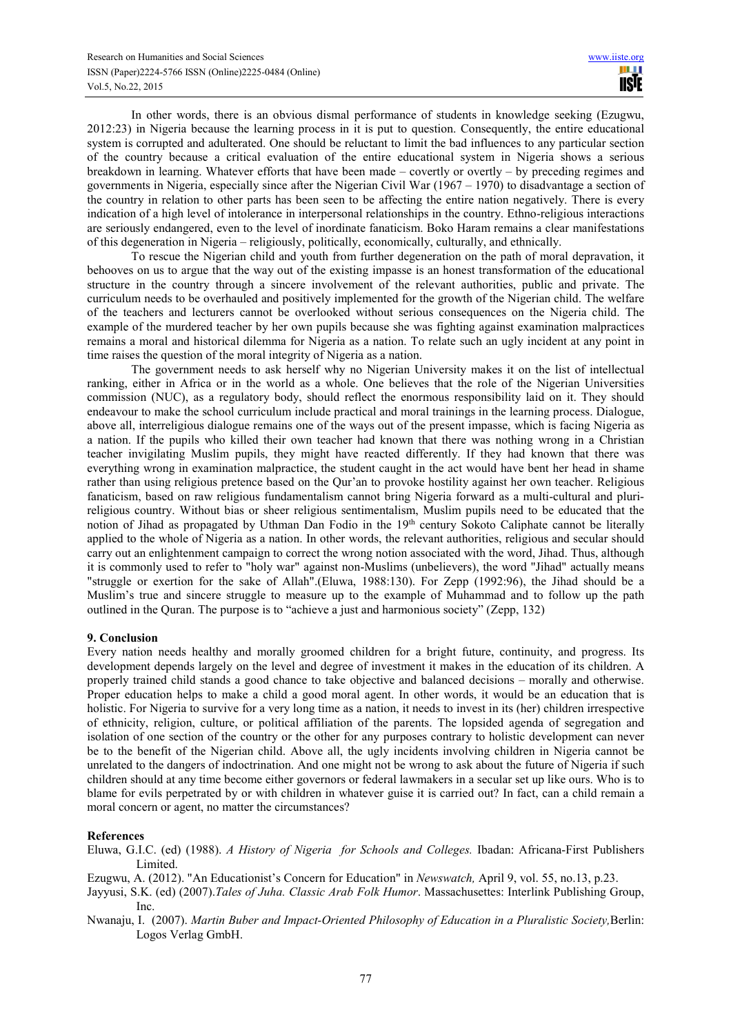In other words, there is an obvious dismal performance of students in knowledge seeking (Ezugwu, 2012:23) in Nigeria because the learning process in it is put to question. Consequently, the entire educational system is corrupted and adulterated. One should be reluctant to limit the bad influences to any particular section of the country because a critical evaluation of the entire educational system in Nigeria shows a serious breakdown in learning. Whatever efforts that have been made – covertly or overtly – by preceding regimes and governments in Nigeria, especially since after the Nigerian Civil War (1967 – 1970) to disadvantage a section of the country in relation to other parts has been seen to be affecting the entire nation negatively. There is every indication of a high level of intolerance in interpersonal relationships in the country. Ethno-religious interactions are seriously endangered, even to the level of inordinate fanaticism. Boko Haram remains a clear manifestations of this degeneration in Nigeria – religiously, politically, economically, culturally, and ethnically.

To rescue the Nigerian child and youth from further degeneration on the path of moral depravation, it behooves on us to argue that the way out of the existing impasse is an honest transformation of the educational structure in the country through a sincere involvement of the relevant authorities, public and private. The curriculum needs to be overhauled and positively implemented for the growth of the Nigerian child. The welfare of the teachers and lecturers cannot be overlooked without serious consequences on the Nigeria child. The example of the murdered teacher by her own pupils because she was fighting against examination malpractices remains a moral and historical dilemma for Nigeria as a nation. To relate such an ugly incident at any point in time raises the question of the moral integrity of Nigeria as a nation.

The government needs to ask herself why no Nigerian University makes it on the list of intellectual ranking, either in Africa or in the world as a whole. One believes that the role of the Nigerian Universities commission (NUC), as a regulatory body, should reflect the enormous responsibility laid on it. They should endeavour to make the school curriculum include practical and moral trainings in the learning process. Dialogue, above all, interreligious dialogue remains one of the ways out of the present impasse, which is facing Nigeria as a nation. If the pupils who killed their own teacher had known that there was nothing wrong in a Christian teacher invigilating Muslim pupils, they might have reacted differently. If they had known that there was everything wrong in examination malpractice, the student caught in the act would have bent her head in shame rather than using religious pretence based on the Qur'an to provoke hostility against her own teacher. Religious fanaticism, based on raw religious fundamentalism cannot bring Nigeria forward as a multi-cultural and pluri-religious country. Without bias or sheer religious sentimentalism, Muslim pupils need to be educated that the notion of Jihad as propagated by Uthman Dan Fodio in the 19th century Sokoto Caliphate cannot be literally applied to the whole of Nigeria as a nation. In other words, the relevant authorities, religious and secular should carry out an enlightenment campaign to correct the wrong notion associated with the word, Jihad. Thus, although it is commonly used to refer to "holy war" against non-Muslims (unbelievers), the word "Jihad" actually means "struggle or exertion for the sake of Allah".(Eluwa, 1988:130). For Zepp (1992:96), the Jihad should be a Muslim's true and sincere struggle to measure up to the example of Muhammad and to follow up the path outlined in the Quran. The purpose is to "achieve a just and harmonious society" (Zepp, 132)

## 9. Conclusion

Every nation needs healthy and morally groomed children for a bright future, continuity, and progress. Its development depends largely on the level and degree of investment it makes in the education of its children. A properly trained child stands a good chance to take objective and balanced decisions – morally and otherwise. Proper education helps to make a child a good moral agent. In other words, it would be an education that is holistic. For Nigeria to survive for a very long time as a nation, it needs to invest in its (her) children irrespective of ethnicity, religion, culture, or political affiliation of the parents. The lopsided agenda of segregation and isolation of one section of the country or the other for any purposes contrary to holistic development can never be to the benefit of the Nigerian child. Above all, the ugly incidents involving children in Nigeria cannot be unrelated to the dangers of indoctrination. And one might not be wrong to ask about the future of Nigeria if such children should at any time become either governors or federal lawmakers in a secular set up like ours. Who is to blame for evils perpetrated by or with children in whatever guise it is carried out? In fact, can a child remain a moral concern or agent, no matter the circumstances?

## References

Eluwa, G.I.C. (ed) (1988). *A History of Nigeria for Schools and Colleges.* Ibadan: Africana-First Publishers Limited.

Ezugwu, A. (2012). "An Educationist's Concern for Education" in *Newswatch,* April 9, vol. 55, no.13, p.23.

Jayyusi, S.K. (ed) (2007).*Tales of Juha. Classic Arab Folk Humor*. Massachusettes: Interlink Publishing Group, Inc.

Nwanaju, I. (2007). *Martin Buber and Impact-Oriented Philosophy of Education in a Pluralistic Society,*Berlin: Logos Verlag GmbH.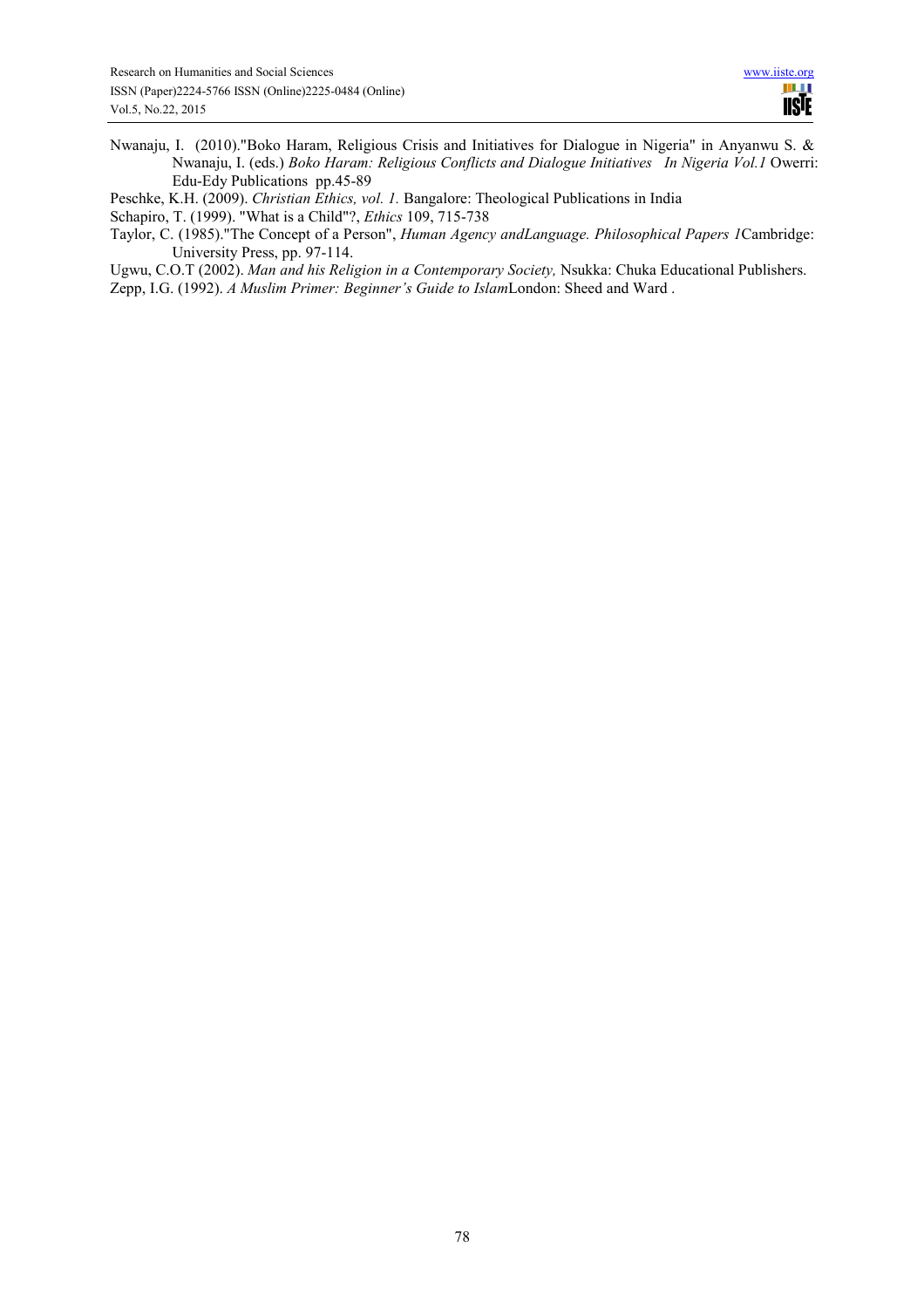Nwanaju, I. (2010)."Boko Haram, Religious Crisis and Initiatives for Dialogue in Nigeria" in Anyanwu S. & Nwanaju, I. (eds.) *Boko Haram: Religious Conflicts and Dialogue Initiatives In Nigeria Vol.1* Owerri: Edu-Edy Publications pp.45-89

Peschke, K.H. (2009). *Christian Ethics, vol. 1.* Bangalore: Theological Publications in India

Schapiro, T. (1999). "What is a Child"?, *Ethics* 109, 715-738

Taylor, C. (1985)."The Concept of a Person", *Human Agency andLanguage. Philosophical Papers 1*Cambridge: University Press, pp. 97-114.

Ugwu, C.O.T (2002). *Man and his Religion in a Contemporary Society,* Nsukka: Chuka Educational Publishers.

Zepp, I.G. (1992). *A Muslim Primer: Beginner's Guide to Islam*London: Sheed and Ward .